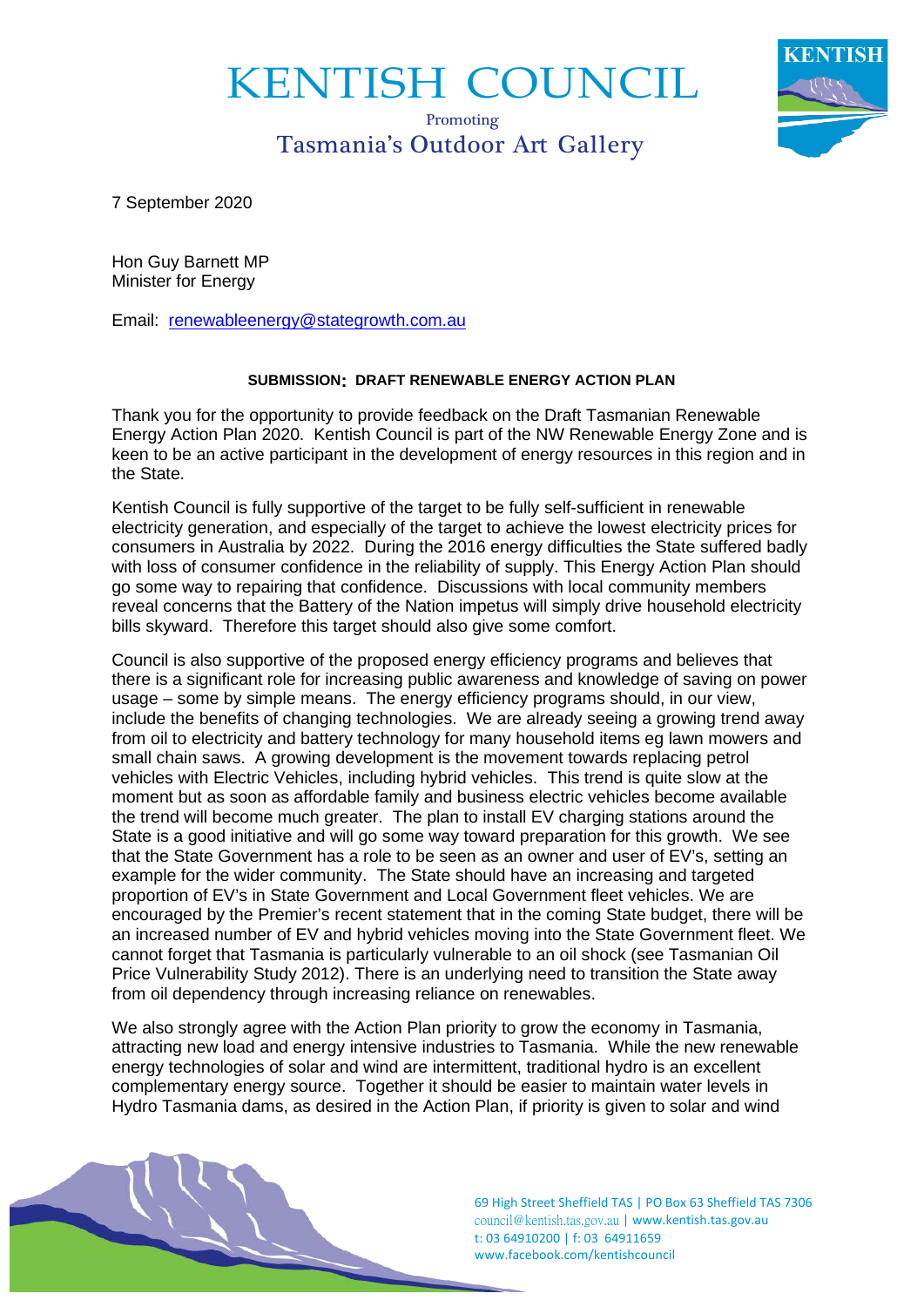# KENTISH COUNCIL

Promoting
Tasmania's Outdoor Art Gallery

7 September 2020

Hon Guy Barnett MP
Minister for Energy

Email: renewableenergy@stategrowth.com.au

**SUBMISSION: DRAFT RENEWABLE ENERGY ACTION PLAN**

Thank you for the opportunity to provide feedback on the Draft Tasmanian Renewable Energy Action Plan 2020. Kentish Council is part of the NW Renewable Energy Zone and is keen to be an active participant in the development of energy resources in this region and in the State.

Kentish Council is fully supportive of the target to be fully self-sufficient in renewable electricity generation, and especially of the target to achieve the lowest electricity prices for consumers in Australia by 2022. During the 2016 energy difficulties the State suffered badly with loss of consumer confidence in the reliability of supply. This Energy Action Plan should go some way to repairing that confidence. Discussions with local community members reveal concerns that the Battery of the Nation impetus will simply drive household electricity bills skyward. Therefore this target should also give some comfort.

Council is also supportive of the proposed energy efficiency programs and believes that there is a significant role for increasing public awareness and knowledge of saving on power usage – some by simple means. The energy efficiency programs should, in our view, include the benefits of changing technologies. We are already seeing a growing trend away from oil to electricity and battery technology for many household items eg lawn mowers and small chain saws. A growing development is the movement towards replacing petrol vehicles with Electric Vehicles, including hybrid vehicles. This trend is quite slow at the moment but as soon as affordable family and business electric vehicles become available the trend will become much greater. The plan to install EV charging stations around the State is a good initiative and will go some way toward preparation for this growth. We see that the State Government has a role to be seen as an owner and user of EV's, setting an example for the wider community. The State should have an increasing and targeted proportion of EV's in State Government and Local Government fleet vehicles. We are encouraged by the Premier's recent statement that in the coming State budget, there will be an increased number of EV and hybrid vehicles moving into the State Government fleet. We cannot forget that Tasmania is particularly vulnerable to an oil shock (see Tasmanian Oil Price Vulnerability Study 2012). There is an underlying need to transition the State away from oil dependency through increasing reliance on renewables.

We also strongly agree with the Action Plan priority to grow the economy in Tasmania, attracting new load and energy intensive industries to Tasmania. While the new renewable energy technologies of solar and wind are intermittent, traditional hydro is an excellent complementary energy source. Together it should be easier to maintain water levels in Hydro Tasmania dams, as desired in the Action Plan, if priority is given to solar and wind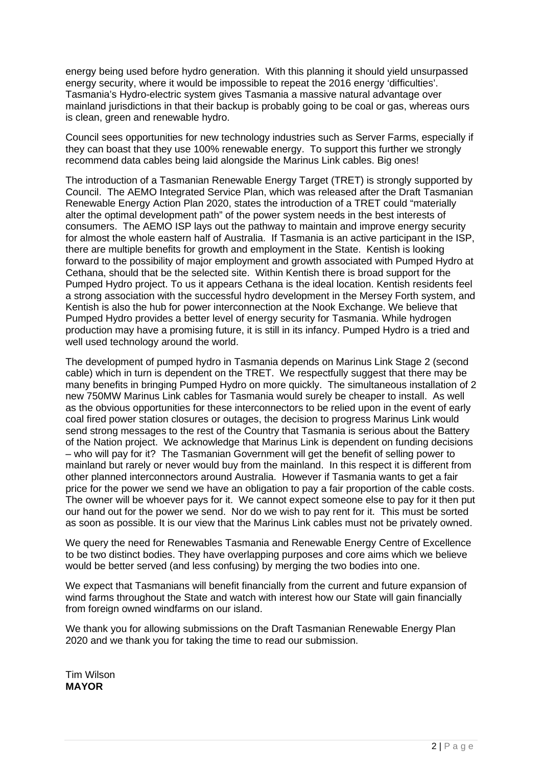energy being used before hydro generation. With this planning it should yield unsurpassed energy security, where it would be impossible to repeat the 2016 energy 'difficulties'. Tasmania's Hydro-electric system gives Tasmania a massive natural advantage over mainland jurisdictions in that their backup is probably going to be coal or gas, whereas ours is clean, green and renewable hydro.

Council sees opportunities for new technology industries such as Server Farms, especially if they can boast that they use 100% renewable energy. To support this further we strongly recommend data cables being laid alongside the Marinus Link cables. Big ones!

The introduction of a Tasmanian Renewable Energy Target (TRET) is strongly supported by Council. The AEMO Integrated Service Plan, which was released after the Draft Tasmanian Renewable Energy Action Plan 2020, states the introduction of a TRET could "materially alter the optimal development path" of the power system needs in the best interests of consumers. The AEMO ISP lays out the pathway to maintain and improve energy security for almost the whole eastern half of Australia. If Tasmania is an active participant in the ISP, there are multiple benefits for growth and employment in the State. Kentish is looking forward to the possibility of major employment and growth associated with Pumped Hydro at Cethana, should that be the selected site. Within Kentish there is broad support for the Pumped Hydro project. To us it appears Cethana is the ideal location. Kentish residents feel a strong association with the successful hydro development in the Mersey Forth system, and Kentish is also the hub for power interconnection at the Nook Exchange. We believe that Pumped Hydro provides a better level of energy security for Tasmania. While hydrogen production may have a promising future, it is still in its infancy. Pumped Hydro is a tried and well used technology around the world.

The development of pumped hydro in Tasmania depends on Marinus Link Stage 2 (second cable) which in turn is dependent on the TRET. We respectfully suggest that there may be many benefits in bringing Pumped Hydro on more quickly. The simultaneous installation of 2 new 750MW Marinus Link cables for Tasmania would surely be cheaper to install. As well as the obvious opportunities for these interconnectors to be relied upon in the event of early coal fired power station closures or outages, the decision to progress Marinus Link would send strong messages to the rest of the Country that Tasmania is serious about the Battery of the Nation project. We acknowledge that Marinus Link is dependent on funding decisions – who will pay for it? The Tasmanian Government will get the benefit of selling power to mainland but rarely or never would buy from the mainland. In this respect it is different from other planned interconnectors around Australia. However if Tasmania wants to get a fair price for the power we send we have an obligation to pay a fair proportion of the cable costs. The owner will be whoever pays for it. We cannot expect someone else to pay for it then put our hand out for the power we send. Nor do we wish to pay rent for it. This must be sorted as soon as possible. It is our view that the Marinus Link cables must not be privately owned.

We query the need for Renewables Tasmania and Renewable Energy Centre of Excellence to be two distinct bodies. They have overlapping purposes and core aims which we believe would be better served (and less confusing) by merging the two bodies into one.

We expect that Tasmanians will benefit financially from the current and future expansion of wind farms throughout the State and watch with interest how our State will gain financially from foreign owned windfarms on our island.

We thank you for allowing submissions on the Draft Tasmanian Renewable Energy Plan 2020 and we thank you for taking the time to read our submission.

Tim Wilson
**MAYOR**